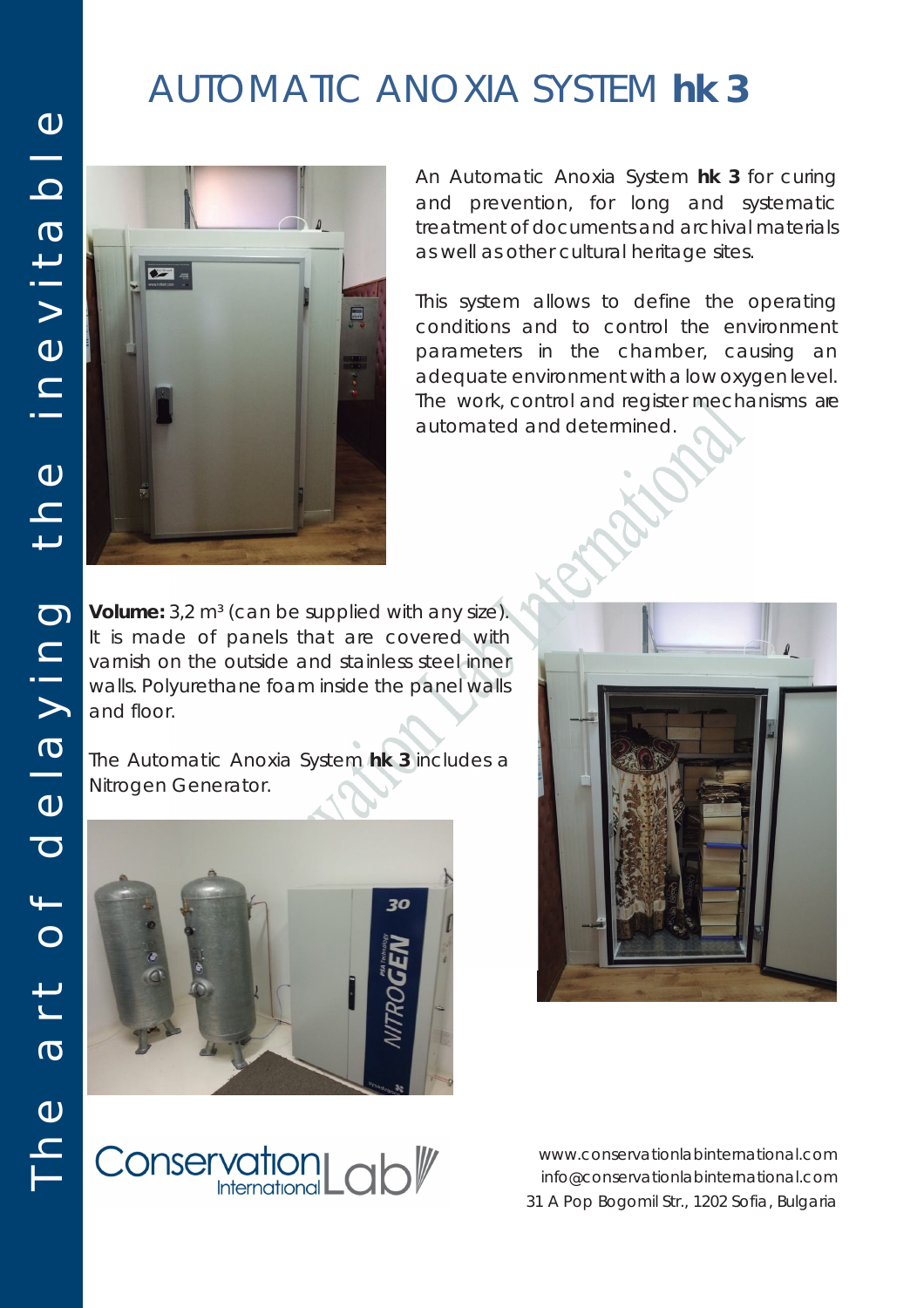# AUTOMATIC ANOXIA SYSTEM **hk 3**

An Automatic Anoxia System **hk 3** for curing and prevention, for long and systematic treatment of documents and archival materials as well as other cultural heritage sites.

This system allows to define the operating conditions and to control the environment parameters in the chamber, causing an adequate environment with a low oxygen level. The work, control and register mechanisms are automated and determined.

**Volume:** 3,2 m³ (can be supplied with any size). It is made of panels that are covered with varnish on the outside and stainless steel inner walls. Polyurethane foam inside the panel walls and floor.

The Automatic Anoxia System **hk 3** includes a Nitrogen Generator.

The art of delaying the inevitable

Conservation Lab International

www.conservationlabinternational.com
info@conservationlabinternational.com
31 A Pop Bogomil Str., 1202 Sofia, Bulgaria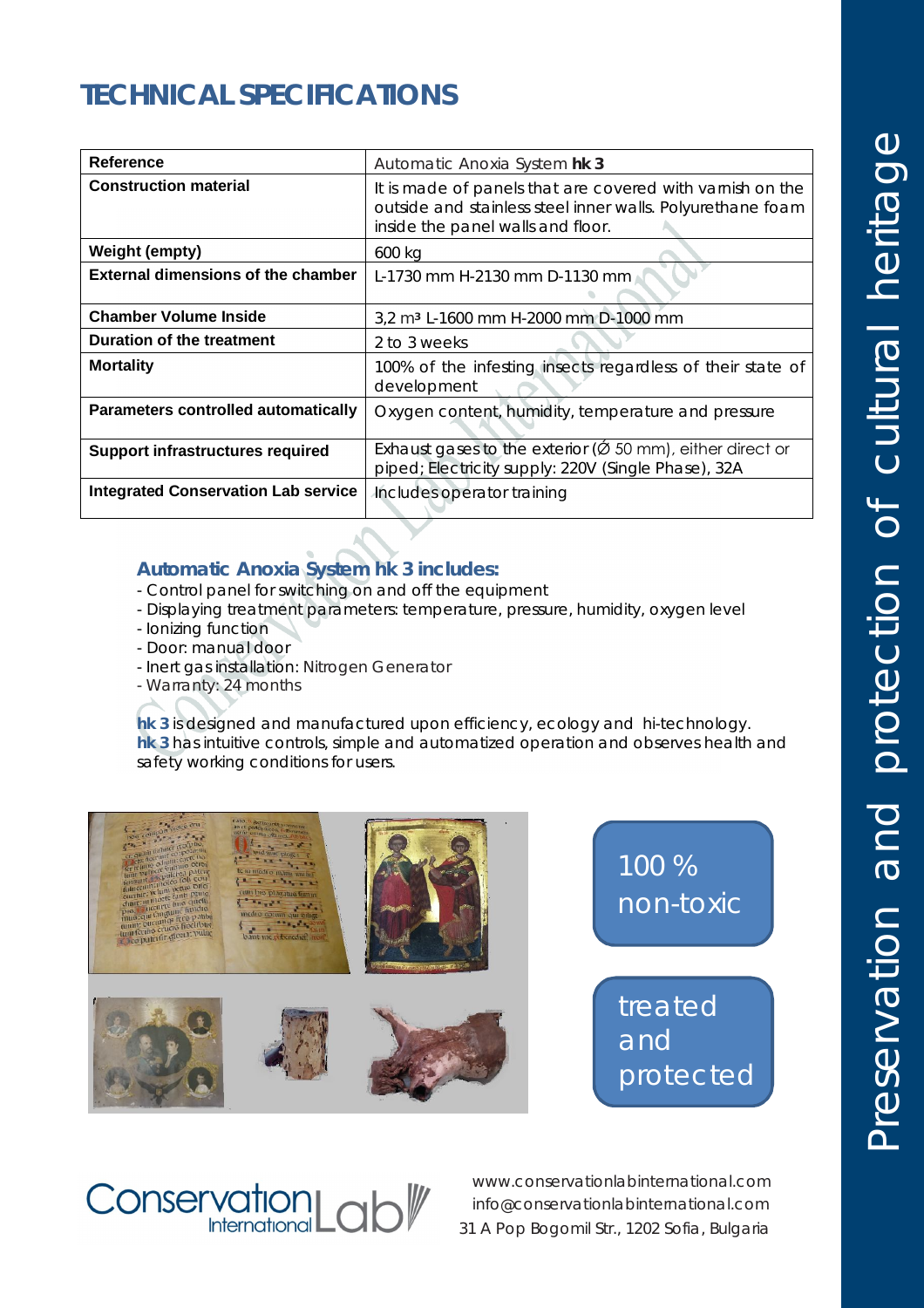# TECHNICAL SPECIFICATIONS

| | |
|---|---|
| **Reference** | Automatic Anoxia System **hk 3** |
| **Construction material** | It is made of panels that are covered with varnish on the outside and stainless steel inner walls. Polyurethane foam inside the panel walls and floor. |
| **Weight (empty)** | 600 kg |
| **External dimensions of the chamber** | L-1730 mm H-2130 mm D-1130 mm |
| **Chamber Volume Inside** | 3,2 m³ L-1600 mm H-2000 mm D-1000 mm |
| **Duration of the treatment** | 2 to 3 weeks |
| **Mortality** | 100% of the infesting insects regardless of their state of development |
| **Parameters controlled automatically** | Oxygen content, humidity, temperature and pressure |
| **Support infrastructures required** | Exhaust gases to the exterior (Ø 50 mm), either direct or piped; Electricity supply: 220V (Single Phase), 32A |
| **Integrated Conservation Lab service** | Includes operator training |

### Automatic Anoxia System hk 3 includes:

- Control panel for switching on and off the equipment
- Displaying treatment parameters: temperature, pressure, humidity, oxygen level
- Ionizing function
- Door: manual door
- Inert gas installation: Nitrogen Generator
- Warranty: 24 months

**hk 3** is designed and manufactured upon efficiency, ecology and hi-technology.
**hk 3** has intuitive controls, simple and automatized operation and observes health and safety working conditions for users.

100 % non-toxic

treated and protected

Preservation and protection of cultural heritage

Conservation International Lab

www.conservationlabinternational.com
info@conservationlabinternational.com
31 A Pop Bogomil Str., 1202 Sofia, Bulgaria